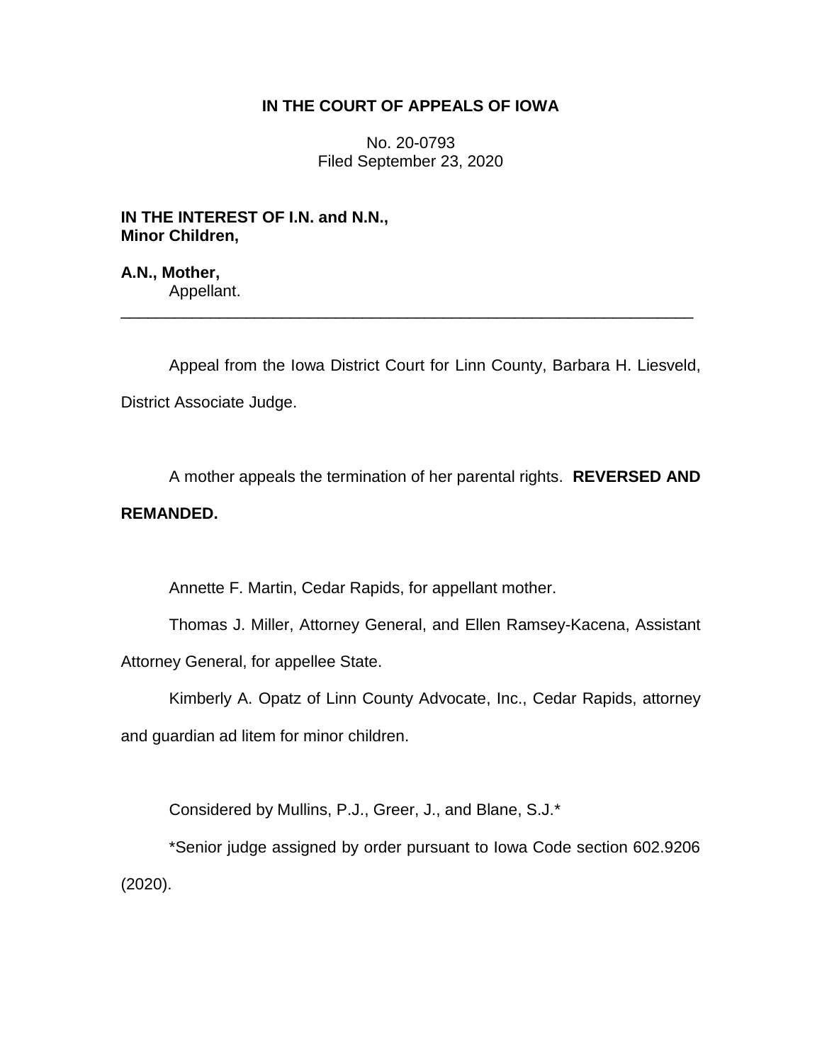**IN THE COURT OF APPEALS OF IOWA**

No. 20-0793
Filed September 23, 2020

**IN THE INTEREST OF I.N. and N.N., Minor Children,**

**A.N., Mother,**
Appellant.

---

Appeal from the Iowa District Court for Linn County, Barbara H. Liesveld, District Associate Judge.

A mother appeals the termination of her parental rights. **REVERSED AND REMANDED.**

Annette F. Martin, Cedar Rapids, for appellant mother.

Thomas J. Miller, Attorney General, and Ellen Ramsey-Kacena, Assistant Attorney General, for appellee State.

Kimberly A. Opatz of Linn County Advocate, Inc., Cedar Rapids, attorney and guardian ad litem for minor children.

Considered by Mullins, P.J., Greer, J., and Blane, S.J.*

*Senior judge assigned by order pursuant to Iowa Code section 602.9206 (2020).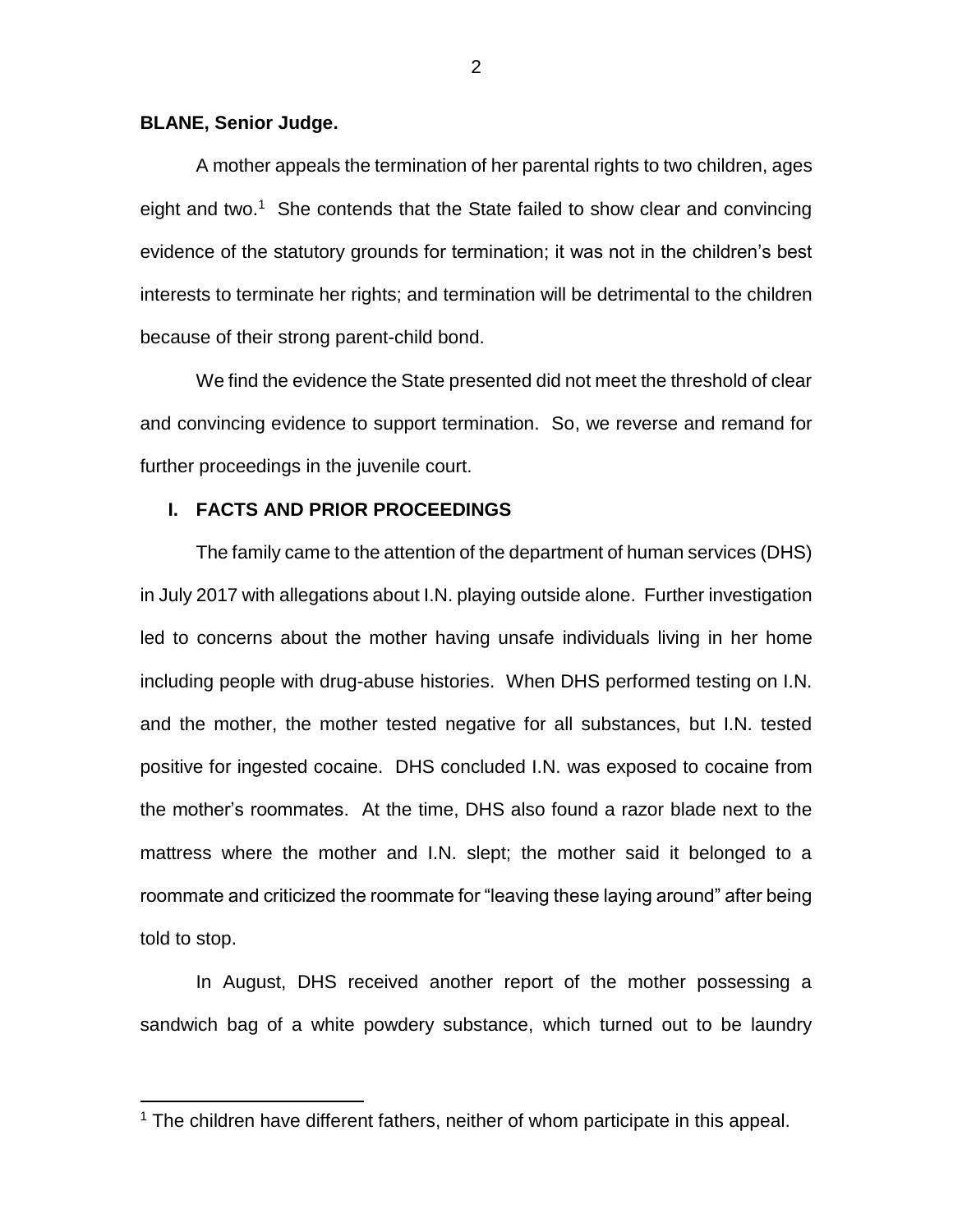**BLANE, Senior Judge.**

A mother appeals the termination of her parental rights to two children, ages eight and two.[1] She contends that the State failed to show clear and convincing evidence of the statutory grounds for termination; it was not in the children's best interests to terminate her rights; and termination will be detrimental to the children because of their strong parent-child bond.

We find the evidence the State presented did not meet the threshold of clear and convincing evidence to support termination. So, we reverse and remand for further proceedings in the juvenile court.

## I. FACTS AND PRIOR PROCEEDINGS

The family came to the attention of the department of human services (DHS) in July 2017 with allegations about I.N. playing outside alone. Further investigation led to concerns about the mother having unsafe individuals living in her home including people with drug-abuse histories. When DHS performed testing on I.N. and the mother, the mother tested negative for all substances, but I.N. tested positive for ingested cocaine. DHS concluded I.N. was exposed to cocaine from the mother's roommates. At the time, DHS also found a razor blade next to the mattress where the mother and I.N. slept; the mother said it belonged to a roommate and criticized the roommate for "leaving these laying around" after being told to stop.

In August, DHS received another report of the mother possessing a sandwich bag of a white powdery substance, which turned out to be laundry

[1] The children have different fathers, neither of whom participate in this appeal.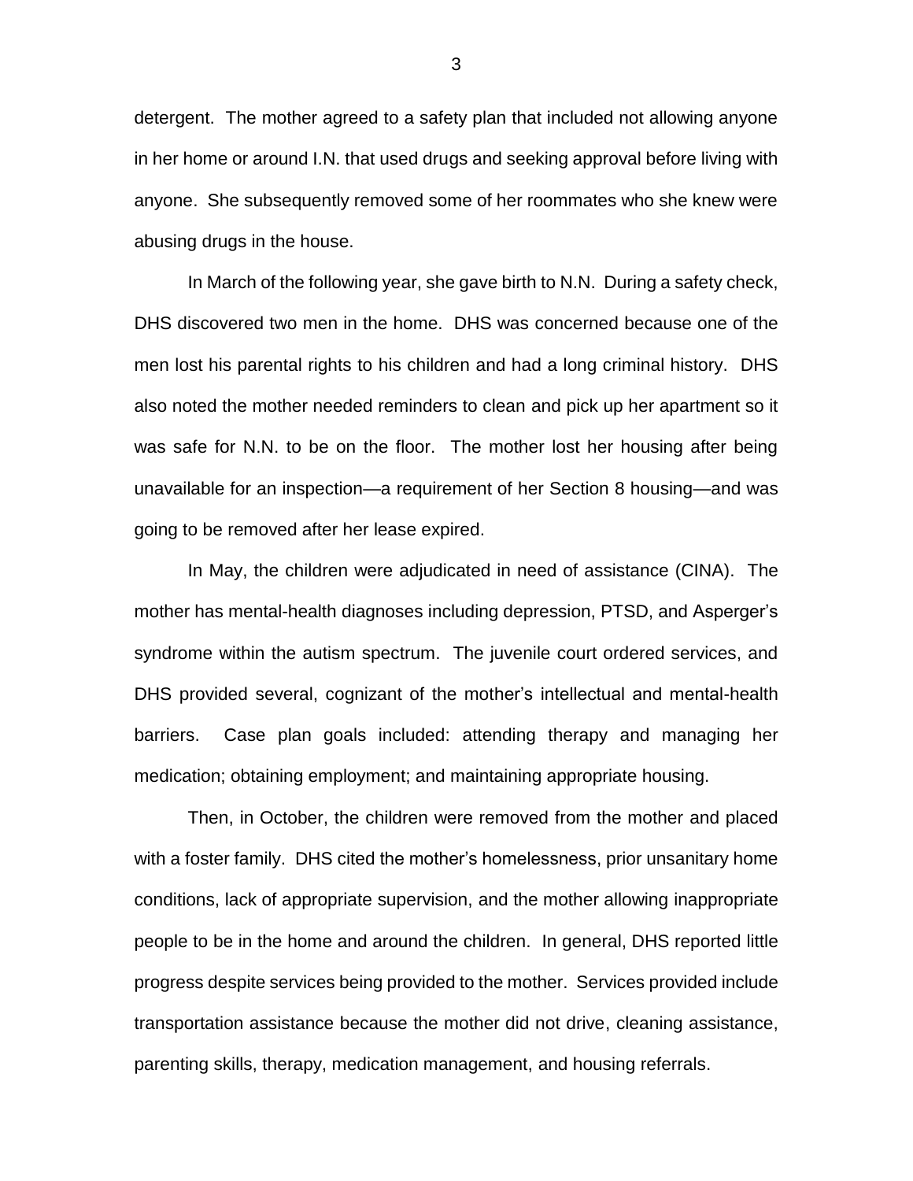detergent. The mother agreed to a safety plan that included not allowing anyone in her home or around I.N. that used drugs and seeking approval before living with anyone. She subsequently removed some of her roommates who she knew were abusing drugs in the house.

In March of the following year, she gave birth to N.N. During a safety check, DHS discovered two men in the home. DHS was concerned because one of the men lost his parental rights to his children and had a long criminal history. DHS also noted the mother needed reminders to clean and pick up her apartment so it was safe for N.N. to be on the floor. The mother lost her housing after being unavailable for an inspection—a requirement of her Section 8 housing—and was going to be removed after her lease expired.

In May, the children were adjudicated in need of assistance (CINA). The mother has mental-health diagnoses including depression, PTSD, and Asperger's syndrome within the autism spectrum. The juvenile court ordered services, and DHS provided several, cognizant of the mother's intellectual and mental-health barriers. Case plan goals included: attending therapy and managing her medication; obtaining employment; and maintaining appropriate housing.

Then, in October, the children were removed from the mother and placed with a foster family. DHS cited the mother's homelessness, prior unsanitary home conditions, lack of appropriate supervision, and the mother allowing inappropriate people to be in the home and around the children. In general, DHS reported little progress despite services being provided to the mother. Services provided include transportation assistance because the mother did not drive, cleaning assistance, parenting skills, therapy, medication management, and housing referrals.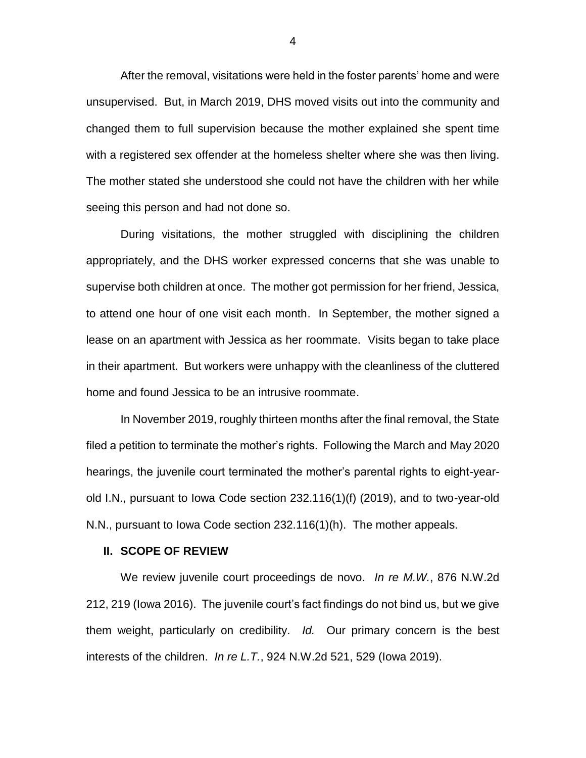After the removal, visitations were held in the foster parents' home and were unsupervised. But, in March 2019, DHS moved visits out into the community and changed them to full supervision because the mother explained she spent time with a registered sex offender at the homeless shelter where she was then living. The mother stated she understood she could not have the children with her while seeing this person and had not done so.

During visitations, the mother struggled with disciplining the children appropriately, and the DHS worker expressed concerns that she was unable to supervise both children at once. The mother got permission for her friend, Jessica, to attend one hour of one visit each month. In September, the mother signed a lease on an apartment with Jessica as her roommate. Visits began to take place in their apartment. But workers were unhappy with the cleanliness of the cluttered home and found Jessica to be an intrusive roommate.

In November 2019, roughly thirteen months after the final removal, the State filed a petition to terminate the mother's rights. Following the March and May 2020 hearings, the juvenile court terminated the mother's parental rights to eight-year-old I.N., pursuant to Iowa Code section 232.116(1)(f) (2019), and to two-year-old N.N., pursuant to Iowa Code section 232.116(1)(h). The mother appeals.

## II. SCOPE OF REVIEW

We review juvenile court proceedings de novo. *In re M.W.*, 876 N.W.2d 212, 219 (Iowa 2016). The juvenile court's fact findings do not bind us, but we give them weight, particularly on credibility. *Id.* Our primary concern is the best interests of the children. *In re L.T.*, 924 N.W.2d 521, 529 (Iowa 2019).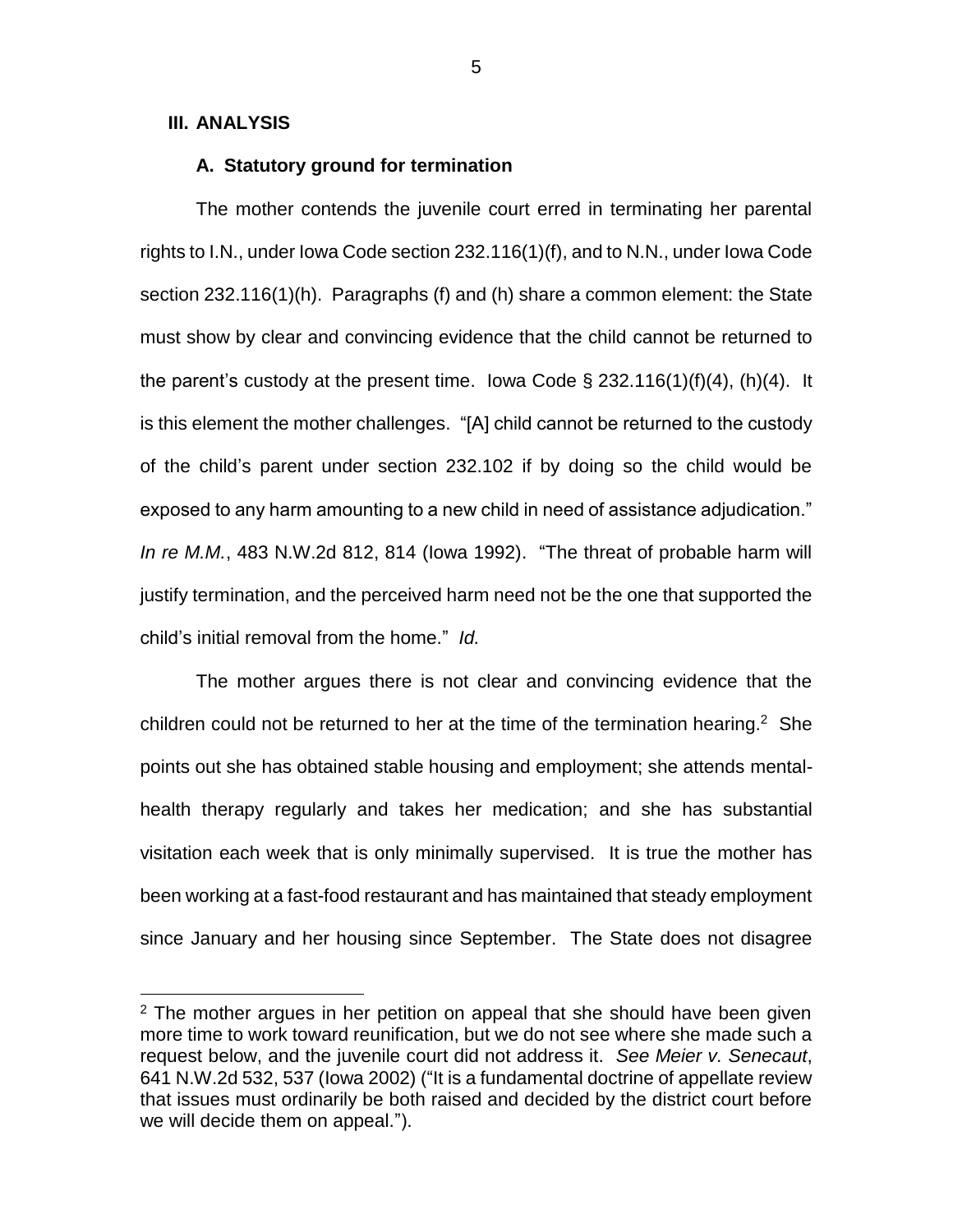## III. ANALYSIS

### A. Statutory ground for termination

The mother contends the juvenile court erred in terminating her parental rights to I.N., under Iowa Code section 232.116(1)(f), and to N.N., under Iowa Code section 232.116(1)(h). Paragraphs (f) and (h) share a common element: the State must show by clear and convincing evidence that the child cannot be returned to the parent's custody at the present time. Iowa Code § 232.116(1)(f)(4), (h)(4). It is this element the mother challenges. "[A] child cannot be returned to the custody of the child's parent under section 232.102 if by doing so the child would be exposed to any harm amounting to a new child in need of assistance adjudication." *In re M.M.*, 483 N.W.2d 812, 814 (Iowa 1992). "The threat of probable harm will justify termination, and the perceived harm need not be the one that supported the child's initial removal from the home." *Id.*

The mother argues there is not clear and convincing evidence that the children could not be returned to her at the time of the termination hearing.[2] She points out she has obtained stable housing and employment; she attends mental-health therapy regularly and takes her medication; and she has substantial visitation each week that is only minimally supervised. It is true the mother has been working at a fast-food restaurant and has maintained that steady employment since January and her housing since September. The State does not disagree

[2] The mother argues in her petition on appeal that she should have been given more time to work toward reunification, but we do not see where she made such a request below, and the juvenile court did not address it. *See Meier v. Senecaut*, 641 N.W.2d 532, 537 (Iowa 2002) ("It is a fundamental doctrine of appellate review that issues must ordinarily be both raised and decided by the district court before we will decide them on appeal.").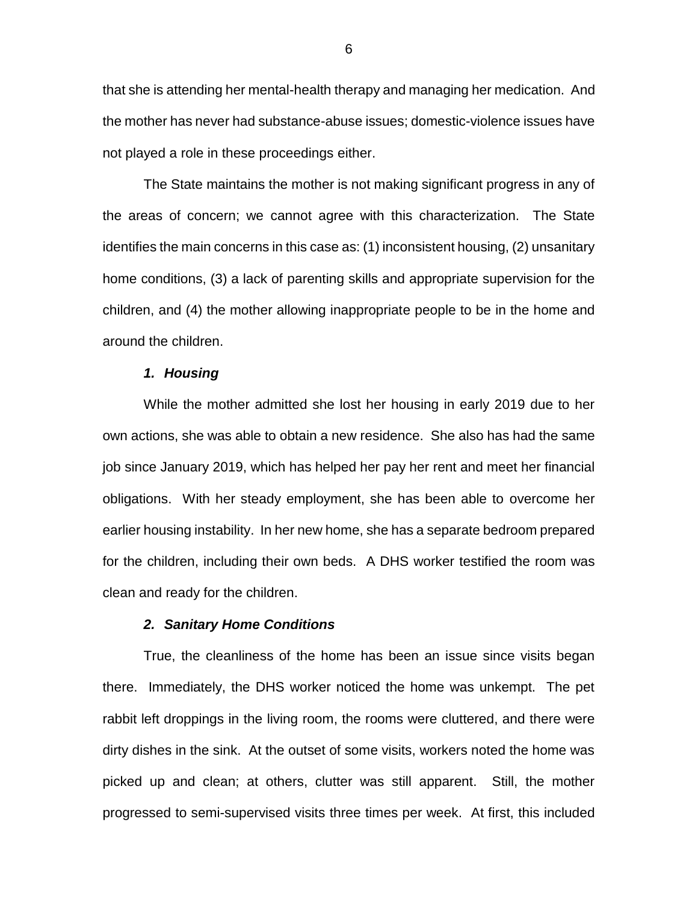that she is attending her mental-health therapy and managing her medication. And the mother has never had substance-abuse issues; domestic-violence issues have not played a role in these proceedings either.

The State maintains the mother is not making significant progress in any of the areas of concern; we cannot agree with this characterization. The State identifies the main concerns in this case as: (1) inconsistent housing, (2) unsanitary home conditions, (3) a lack of parenting skills and appropriate supervision for the children, and (4) the mother allowing inappropriate people to be in the home and around the children.

***1. Housing***

While the mother admitted she lost her housing in early 2019 due to her own actions, she was able to obtain a new residence. She also has had the same job since January 2019, which has helped her pay her rent and meet her financial obligations. With her steady employment, she has been able to overcome her earlier housing instability. In her new home, she has a separate bedroom prepared for the children, including their own beds. A DHS worker testified the room was clean and ready for the children.

***2. Sanitary Home Conditions***

True, the cleanliness of the home has been an issue since visits began there. Immediately, the DHS worker noticed the home was unkempt. The pet rabbit left droppings in the living room, the rooms were cluttered, and there were dirty dishes in the sink. At the outset of some visits, workers noted the home was picked up and clean; at others, clutter was still apparent. Still, the mother progressed to semi-supervised visits three times per week. At first, this included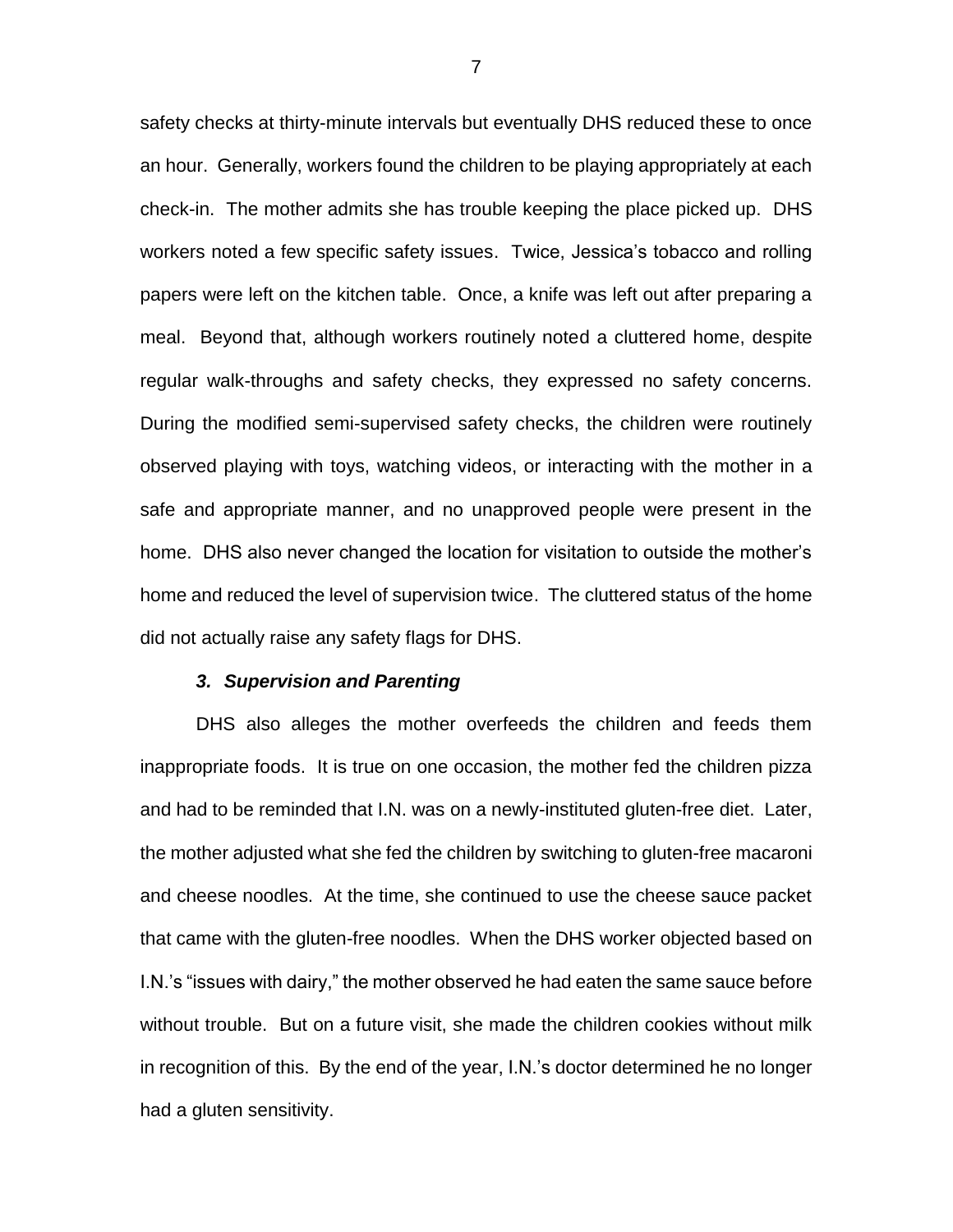safety checks at thirty-minute intervals but eventually DHS reduced these to once an hour. Generally, workers found the children to be playing appropriately at each check-in. The mother admits she has trouble keeping the place picked up. DHS workers noted a few specific safety issues. Twice, Jessica's tobacco and rolling papers were left on the kitchen table. Once, a knife was left out after preparing a meal. Beyond that, although workers routinely noted a cluttered home, despite regular walk-throughs and safety checks, they expressed no safety concerns. During the modified semi-supervised safety checks, the children were routinely observed playing with toys, watching videos, or interacting with the mother in a safe and appropriate manner, and no unapproved people were present in the home. DHS also never changed the location for visitation to outside the mother's home and reduced the level of supervision twice. The cluttered status of the home did not actually raise any safety flags for DHS.

### *3. Supervision and Parenting*

DHS also alleges the mother overfeeds the children and feeds them inappropriate foods. It is true on one occasion, the mother fed the children pizza and had to be reminded that I.N. was on a newly-instituted gluten-free diet. Later, the mother adjusted what she fed the children by switching to gluten-free macaroni and cheese noodles. At the time, she continued to use the cheese sauce packet that came with the gluten-free noodles. When the DHS worker objected based on I.N.'s "issues with dairy," the mother observed he had eaten the same sauce before without trouble. But on a future visit, she made the children cookies without milk in recognition of this. By the end of the year, I.N.'s doctor determined he no longer had a gluten sensitivity.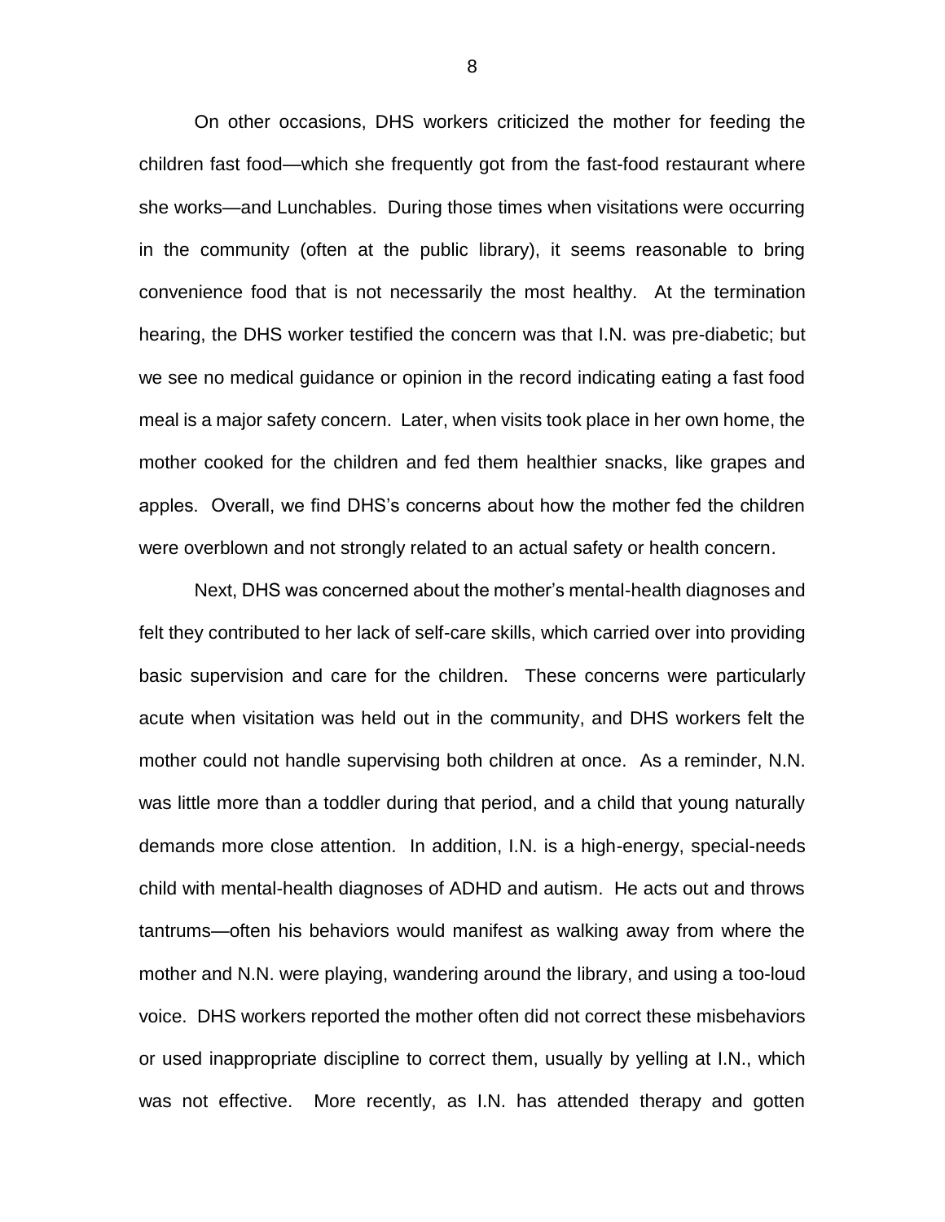On other occasions, DHS workers criticized the mother for feeding the children fast food—which she frequently got from the fast-food restaurant where she works—and Lunchables. During those times when visitations were occurring in the community (often at the public library), it seems reasonable to bring convenience food that is not necessarily the most healthy. At the termination hearing, the DHS worker testified the concern was that I.N. was pre-diabetic; but we see no medical guidance or opinion in the record indicating eating a fast food meal is a major safety concern. Later, when visits took place in her own home, the mother cooked for the children and fed them healthier snacks, like grapes and apples. Overall, we find DHS's concerns about how the mother fed the children were overblown and not strongly related to an actual safety or health concern.

Next, DHS was concerned about the mother's mental-health diagnoses and felt they contributed to her lack of self-care skills, which carried over into providing basic supervision and care for the children. These concerns were particularly acute when visitation was held out in the community, and DHS workers felt the mother could not handle supervising both children at once. As a reminder, N.N. was little more than a toddler during that period, and a child that young naturally demands more close attention. In addition, I.N. is a high-energy, special-needs child with mental-health diagnoses of ADHD and autism. He acts out and throws tantrums—often his behaviors would manifest as walking away from where the mother and N.N. were playing, wandering around the library, and using a too-loud voice. DHS workers reported the mother often did not correct these misbehaviors or used inappropriate discipline to correct them, usually by yelling at I.N., which was not effective. More recently, as I.N. has attended therapy and gotten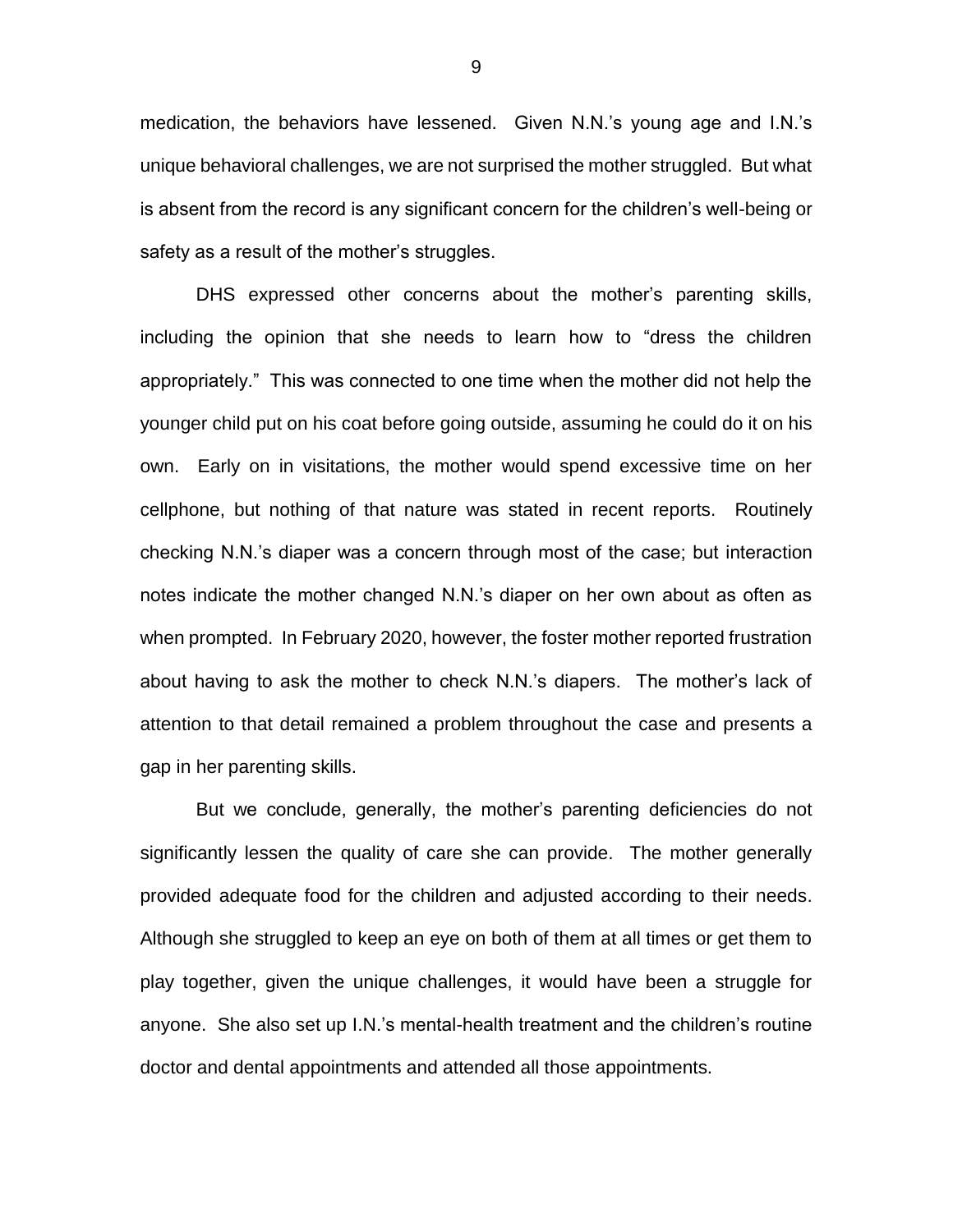medication, the behaviors have lessened. Given N.N.'s young age and I.N.'s unique behavioral challenges, we are not surprised the mother struggled. But what is absent from the record is any significant concern for the children's well-being or safety as a result of the mother's struggles.

DHS expressed other concerns about the mother's parenting skills, including the opinion that she needs to learn how to "dress the children appropriately." This was connected to one time when the mother did not help the younger child put on his coat before going outside, assuming he could do it on his own. Early on in visitations, the mother would spend excessive time on her cellphone, but nothing of that nature was stated in recent reports. Routinely checking N.N.'s diaper was a concern through most of the case; but interaction notes indicate the mother changed N.N.'s diaper on her own about as often as when prompted. In February 2020, however, the foster mother reported frustration about having to ask the mother to check N.N.'s diapers. The mother's lack of attention to that detail remained a problem throughout the case and presents a gap in her parenting skills.

But we conclude, generally, the mother's parenting deficiencies do not significantly lessen the quality of care she can provide. The mother generally provided adequate food for the children and adjusted according to their needs. Although she struggled to keep an eye on both of them at all times or get them to play together, given the unique challenges, it would have been a struggle for anyone. She also set up I.N.'s mental-health treatment and the children's routine doctor and dental appointments and attended all those appointments.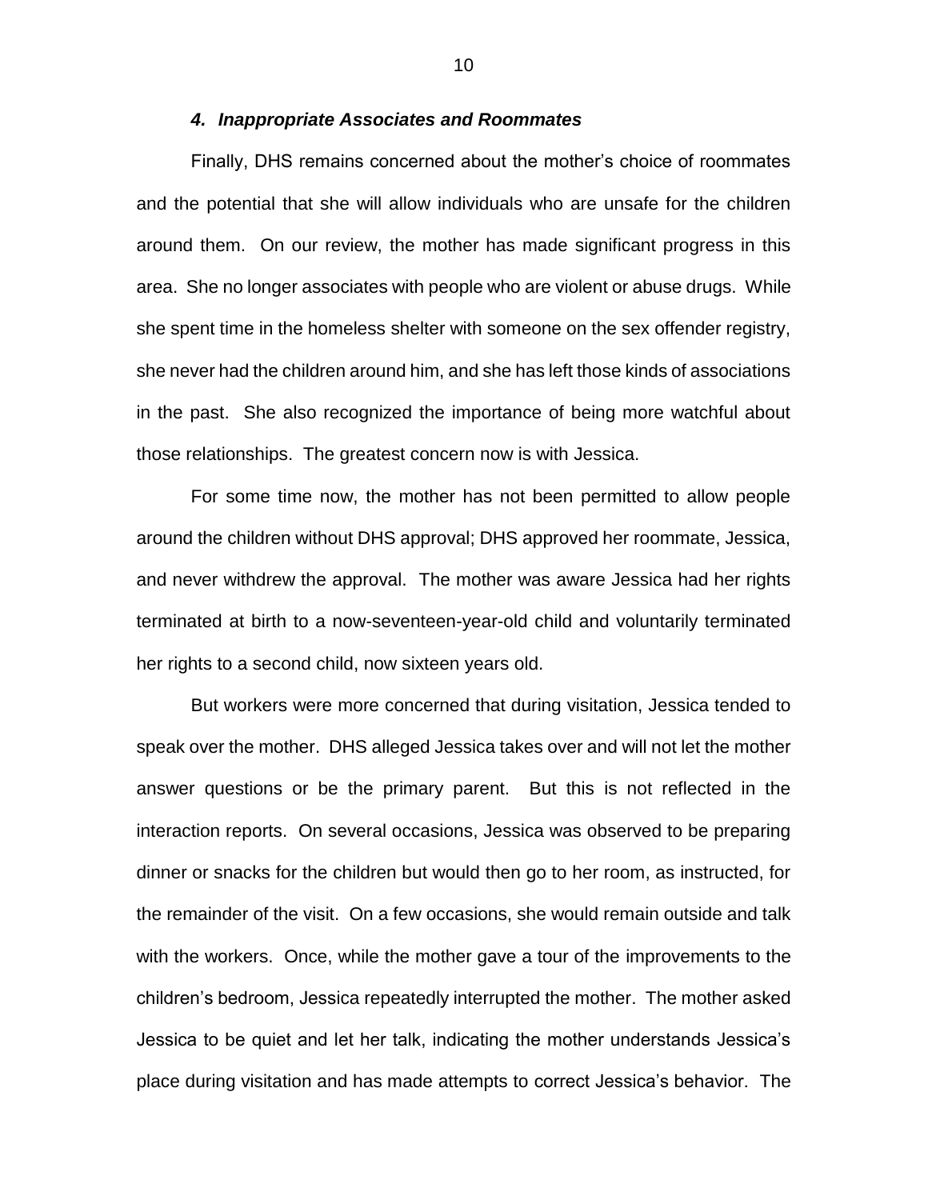#### *4. Inappropriate Associates and Roommates*

Finally, DHS remains concerned about the mother's choice of roommates and the potential that she will allow individuals who are unsafe for the children around them. On our review, the mother has made significant progress in this area. She no longer associates with people who are violent or abuse drugs. While she spent time in the homeless shelter with someone on the sex offender registry, she never had the children around him, and she has left those kinds of associations in the past. She also recognized the importance of being more watchful about those relationships. The greatest concern now is with Jessica.

For some time now, the mother has not been permitted to allow people around the children without DHS approval; DHS approved her roommate, Jessica, and never withdrew the approval. The mother was aware Jessica had her rights terminated at birth to a now-seventeen-year-old child and voluntarily terminated her rights to a second child, now sixteen years old.

But workers were more concerned that during visitation, Jessica tended to speak over the mother. DHS alleged Jessica takes over and will not let the mother answer questions or be the primary parent. But this is not reflected in the interaction reports. On several occasions, Jessica was observed to be preparing dinner or snacks for the children but would then go to her room, as instructed, for the remainder of the visit. On a few occasions, she would remain outside and talk with the workers. Once, while the mother gave a tour of the improvements to the children's bedroom, Jessica repeatedly interrupted the mother. The mother asked Jessica to be quiet and let her talk, indicating the mother understands Jessica's place during visitation and has made attempts to correct Jessica's behavior. The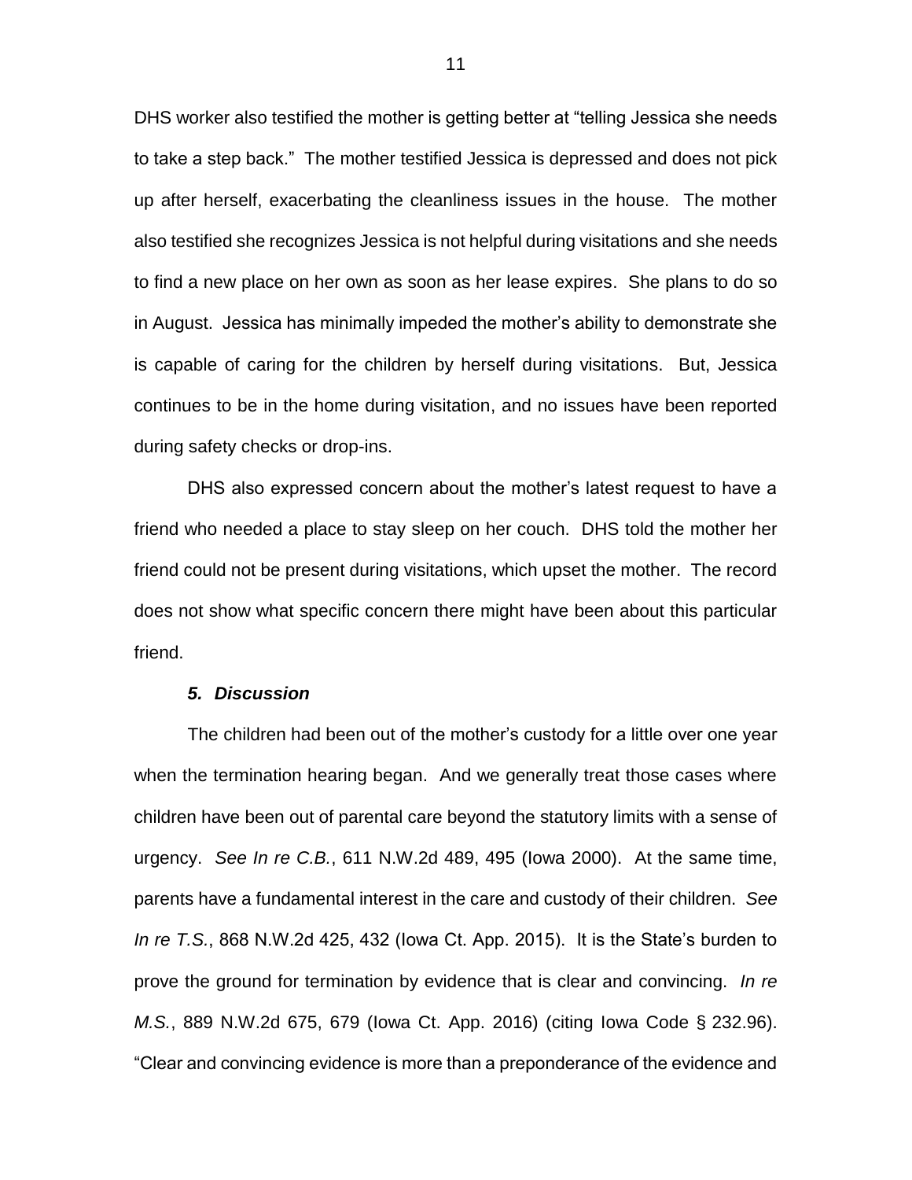DHS worker also testified the mother is getting better at "telling Jessica she needs to take a step back." The mother testified Jessica is depressed and does not pick up after herself, exacerbating the cleanliness issues in the house. The mother also testified she recognizes Jessica is not helpful during visitations and she needs to find a new place on her own as soon as her lease expires. She plans to do so in August. Jessica has minimally impeded the mother's ability to demonstrate she is capable of caring for the children by herself during visitations. But, Jessica continues to be in the home during visitation, and no issues have been reported during safety checks or drop-ins.

DHS also expressed concern about the mother's latest request to have a friend who needed a place to stay sleep on her couch. DHS told the mother her friend could not be present during visitations, which upset the mother. The record does not show what specific concern there might have been about this particular friend.

### *5. Discussion*

The children had been out of the mother's custody for a little over one year when the termination hearing began. And we generally treat those cases where children have been out of parental care beyond the statutory limits with a sense of urgency. *See In re C.B.*, 611 N.W.2d 489, 495 (Iowa 2000). At the same time, parents have a fundamental interest in the care and custody of their children. *See In re T.S.*, 868 N.W.2d 425, 432 (Iowa Ct. App. 2015). It is the State's burden to prove the ground for termination by evidence that is clear and convincing. *In re M.S.*, 889 N.W.2d 675, 679 (Iowa Ct. App. 2016) (citing Iowa Code § 232.96). "Clear and convincing evidence is more than a preponderance of the evidence and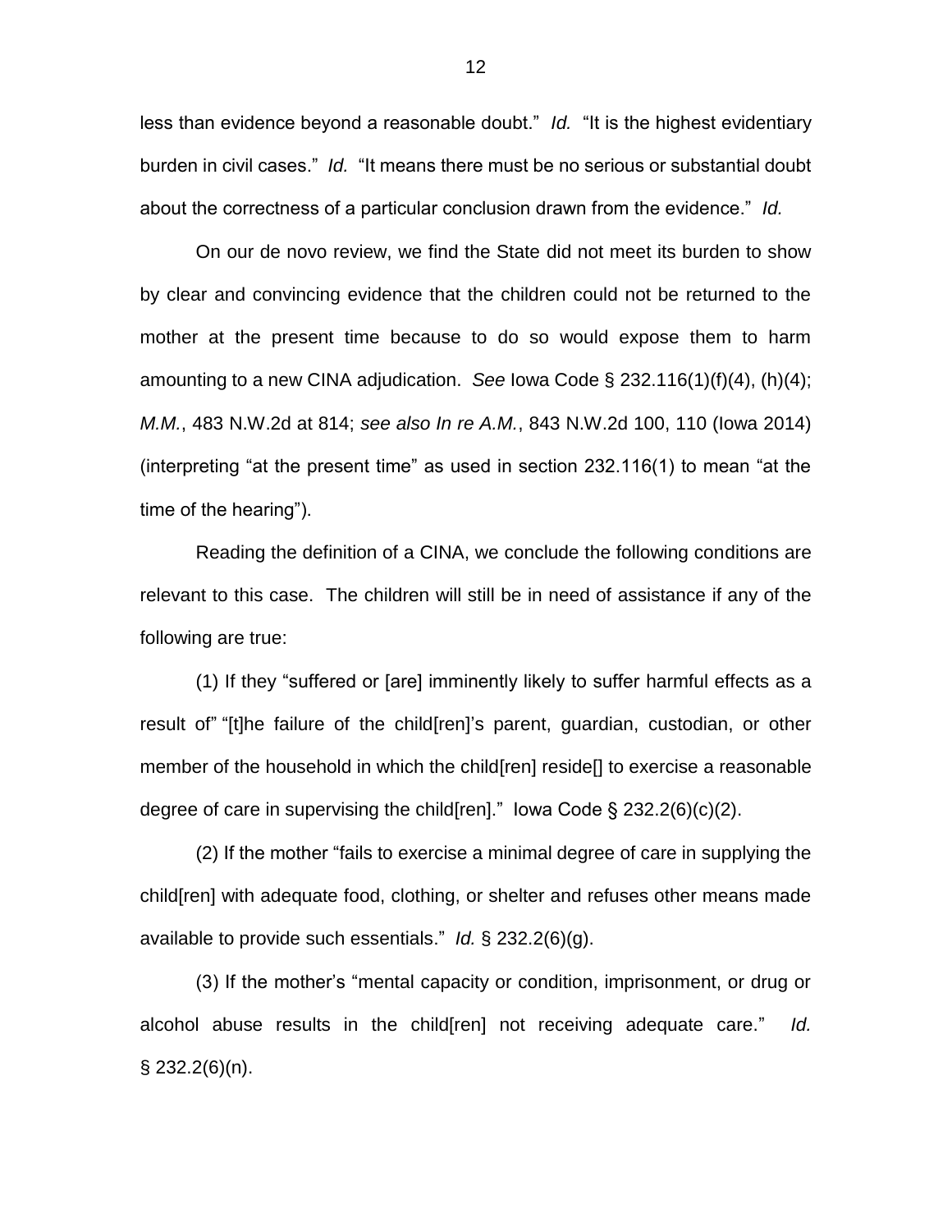less than evidence beyond a reasonable doubt." *Id.* "It is the highest evidentiary burden in civil cases." *Id.* "It means there must be no serious or substantial doubt about the correctness of a particular conclusion drawn from the evidence." *Id.*

On our de novo review, we find the State did not meet its burden to show by clear and convincing evidence that the children could not be returned to the mother at the present time because to do so would expose them to harm amounting to a new CINA adjudication. *See* Iowa Code § 232.116(1)(f)(4), (h)(4); *M.M.*, 483 N.W.2d at 814; *see also In re A.M.*, 843 N.W.2d 100, 110 (Iowa 2014) (interpreting "at the present time" as used in section 232.116(1) to mean "at the time of the hearing").

Reading the definition of a CINA, we conclude the following conditions are relevant to this case. The children will still be in need of assistance if any of the following are true:

(1) If they "suffered or [are] imminently likely to suffer harmful effects as a result of" "[t]he failure of the child[ren]'s parent, guardian, custodian, or other member of the household in which the child[ren] reside[] to exercise a reasonable degree of care in supervising the child[ren]." Iowa Code § 232.2(6)(c)(2).

(2) If the mother "fails to exercise a minimal degree of care in supplying the child[ren] with adequate food, clothing, or shelter and refuses other means made available to provide such essentials." *Id.* § 232.2(6)(g).

(3) If the mother's "mental capacity or condition, imprisonment, or drug or alcohol abuse results in the child[ren] not receiving adequate care." *Id.* § 232.2(6)(n).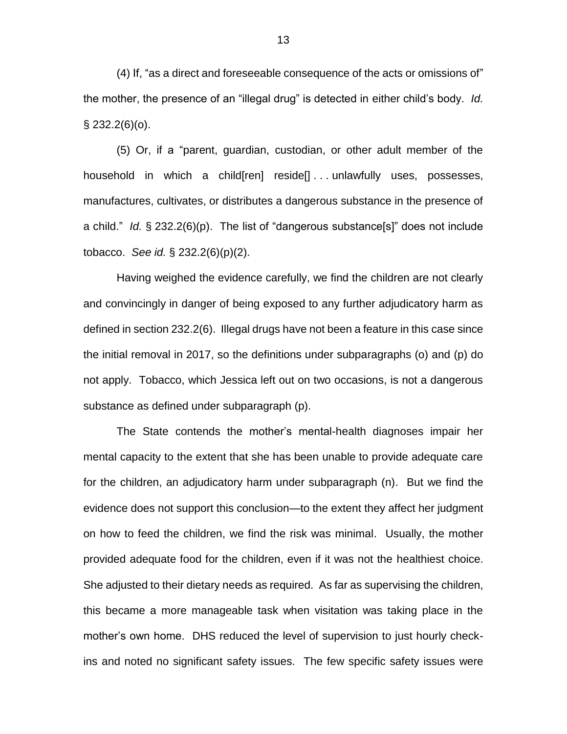(4) If, "as a direct and foreseeable consequence of the acts or omissions of" the mother, the presence of an "illegal drug" is detected in either child's body. *Id.* § 232.2(6)(o).

(5) Or, if a "parent, guardian, custodian, or other adult member of the household in which a child[ren] reside[] . . . unlawfully uses, possesses, manufactures, cultivates, or distributes a dangerous substance in the presence of a child." *Id.* § 232.2(6)(p). The list of "dangerous substance[s]" does not include tobacco. *See id.* § 232.2(6)(p)(2).

Having weighed the evidence carefully, we find the children are not clearly and convincingly in danger of being exposed to any further adjudicatory harm as defined in section 232.2(6). Illegal drugs have not been a feature in this case since the initial removal in 2017, so the definitions under subparagraphs (o) and (p) do not apply. Tobacco, which Jessica left out on two occasions, is not a dangerous substance as defined under subparagraph (p).

The State contends the mother's mental-health diagnoses impair her mental capacity to the extent that she has been unable to provide adequate care for the children, an adjudicatory harm under subparagraph (n). But we find the evidence does not support this conclusion—to the extent they affect her judgment on how to feed the children, we find the risk was minimal. Usually, the mother provided adequate food for the children, even if it was not the healthiest choice. She adjusted to their dietary needs as required. As far as supervising the children, this became a more manageable task when visitation was taking place in the mother's own home. DHS reduced the level of supervision to just hourly check-ins and noted no significant safety issues. The few specific safety issues were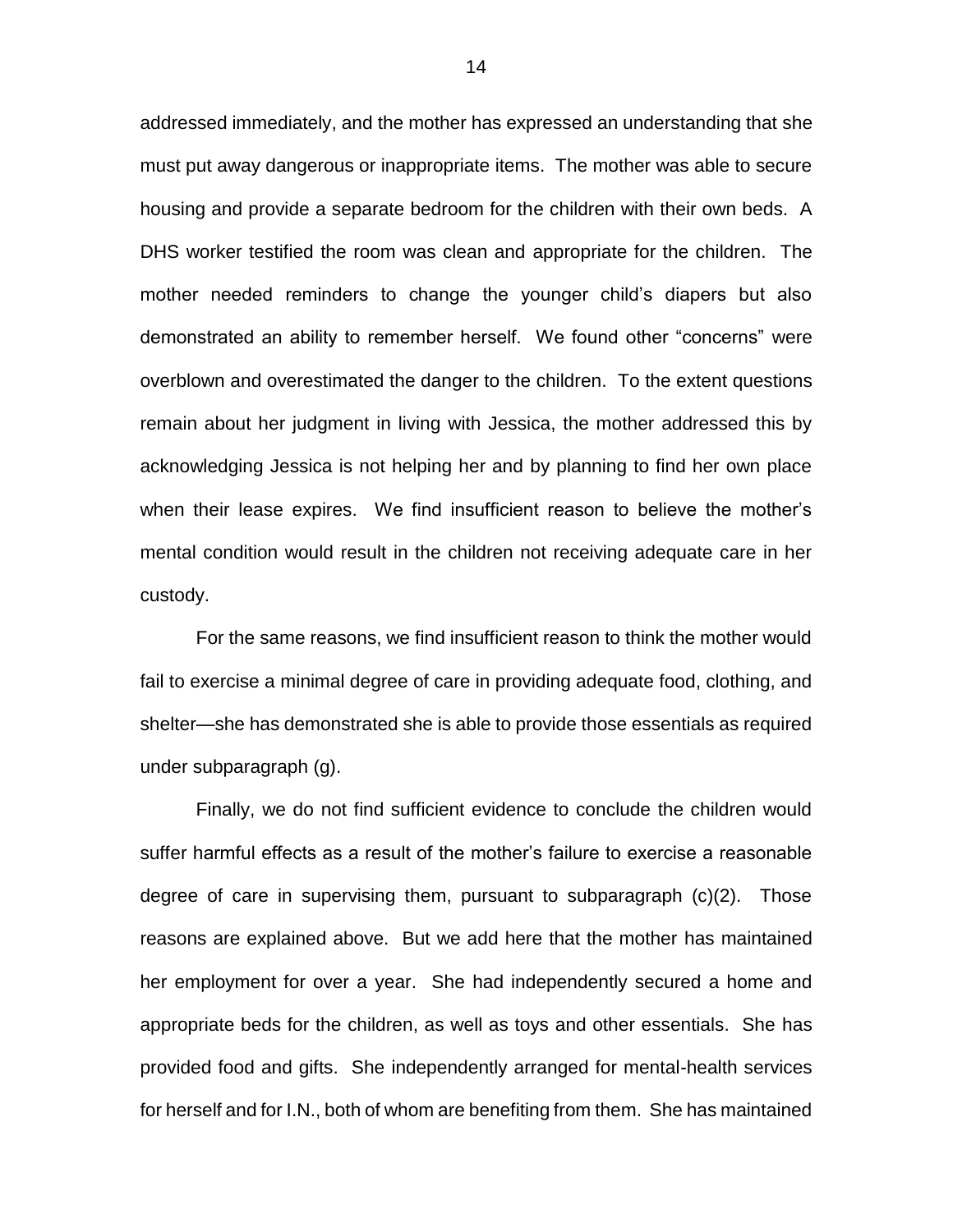addressed immediately, and the mother has expressed an understanding that she must put away dangerous or inappropriate items. The mother was able to secure housing and provide a separate bedroom for the children with their own beds. A DHS worker testified the room was clean and appropriate for the children. The mother needed reminders to change the younger child's diapers but also demonstrated an ability to remember herself. We found other "concerns" were overblown and overestimated the danger to the children. To the extent questions remain about her judgment in living with Jessica, the mother addressed this by acknowledging Jessica is not helping her and by planning to find her own place when their lease expires. We find insufficient reason to believe the mother's mental condition would result in the children not receiving adequate care in her custody.

For the same reasons, we find insufficient reason to think the mother would fail to exercise a minimal degree of care in providing adequate food, clothing, and shelter—she has demonstrated she is able to provide those essentials as required under subparagraph (g).

Finally, we do not find sufficient evidence to conclude the children would suffer harmful effects as a result of the mother's failure to exercise a reasonable degree of care in supervising them, pursuant to subparagraph (c)(2). Those reasons are explained above. But we add here that the mother has maintained her employment for over a year. She had independently secured a home and appropriate beds for the children, as well as toys and other essentials. She has provided food and gifts. She independently arranged for mental-health services for herself and for I.N., both of whom are benefiting from them. She has maintained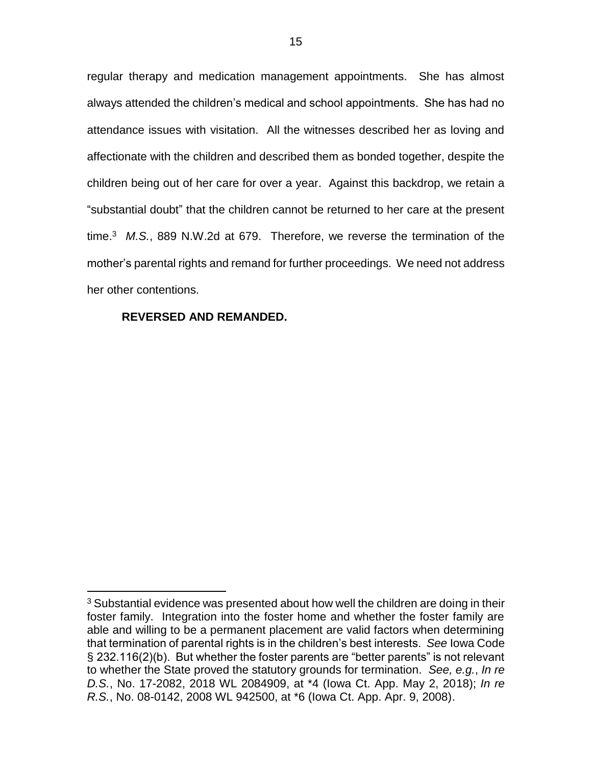regular therapy and medication management appointments. She has almost always attended the children's medical and school appointments. She has had no attendance issues with visitation. All the witnesses described her as loving and affectionate with the children and described them as bonded together, despite the children being out of her care for over a year. Against this backdrop, we retain a "substantial doubt" that the children cannot be returned to her care at the present time.[3] *M.S.*, 889 N.W.2d at 679. Therefore, we reverse the termination of the mother's parental rights and remand for further proceedings. We need not address her other contentions.

**REVERSED AND REMANDED.**

---

[3] Substantial evidence was presented about how well the children are doing in their foster family. Integration into the foster home and whether the foster family are able and willing to be a permanent placement are valid factors when determining that termination of parental rights is in the children's best interests. *See* Iowa Code § 232.116(2)(b). But whether the foster parents are "better parents" is not relevant to whether the State proved the statutory grounds for termination. *See, e.g.*, *In re D.S.*, No. 17-2082, 2018 WL 2084909, at *4 (Iowa Ct. App. May 2, 2018); *In re R.S.*, No. 08-0142, 2008 WL 942500, at *6 (Iowa Ct. App. Apr. 9, 2008).